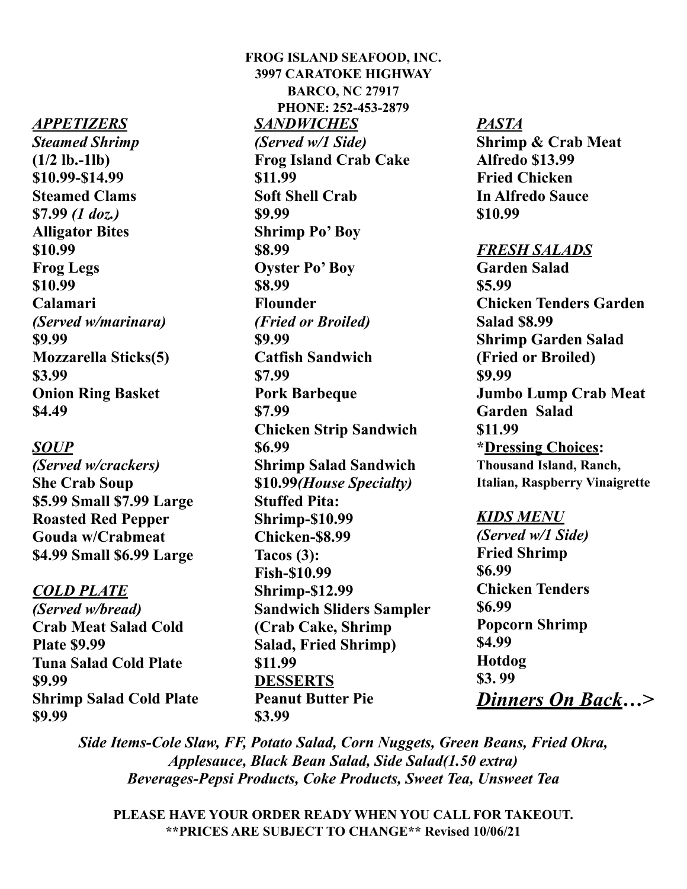**FROG ISLAND SEAFOOD, INC.**
**3997 CARATOKE HIGHWAY**
**BARCO, NC 27917**
**PHONE: 252-453-2879**

## *APPETIZERS*

***Steamed Shrimp***
**(1/2 lb.-1lb)**
**$10.99-$14.99**

**Steamed Clams**
**$7.99** ***(1 doz.)***

**Alligator Bites**
**$10.99**

**Frog Legs**
**$10.99**

**Calamari**
***(Served w/marinara)***
**$9.99**

**Mozzarella Sticks(5)**
**$3.99**

**Onion Ring Basket**
**$4.49**

## *SOUP*

***(Served w/crackers)***

**She Crab Soup**
**$5.99 Small $7.99 Large**

**Roasted Red Pepper Gouda w/Crabmeat**
**$4.99 Small $6.99 Large**

## *COLD PLATE*

***(Served w/bread)***

**Crab Meat Salad Cold Plate $9.99**

**Tuna Salad Cold Plate**
**$9.99**

**Shrimp Salad Cold Plate**
**$9.99**

## *SANDWICHES*

***(Served w/1 Side)***

**Frog Island Crab Cake**
**$11.99**

**Soft Shell Crab**
**$9.99**

**Shrimp Po' Boy**
**$8.99**

**Oyster Po' Boy**
**$8.99**

**Flounder**
***(Fried or Broiled)***
**$9.99**

**Catfish Sandwich**
**$7.99**

**Pork Barbeque**
**$7.99**

**Chicken Strip Sandwich**
**$6.99**

**Shrimp Salad Sandwich**
**$10.99*(House Specialty)***

**Stuffed Pita:**
**Shrimp-$10.99**
**Chicken-$8.99**

**Tacos (3):**
**Fish-$10.99**
**Shrimp-$12.99**

**Sandwich Sliders Sampler (Crab Cake, Shrimp Salad, Fried Shrimp)**
**$11.99**

## DESSERTS

**Peanut Butter Pie**
**$3.99**

## *PASTA*

**Shrimp & Crab Meat Alfredo $13.99**

**Fried Chicken In Alfredo Sauce**
**$10.99**

## *FRESH SALADS*

**Garden Salad**
**$5.99**

**Chicken Tenders Garden Salad $8.99**

**Shrimp Garden Salad (Fried or Broiled)**
**$9.99**

**Jumbo Lump Crab Meat Garden Salad**
**$11.99**

***Dressing Choices:**
**Thousand Island, Ranch, Italian, Raspberry Vinaigrette**

## *KIDS MENU*

***(Served w/1 Side)***

**Fried Shrimp**
**$6.99**

**Chicken Tenders**
**$6.99**

**Popcorn Shrimp**
**$4.99**

**Hotdog**
**$3. 99**

***Dinners On Back…>***

***Side Items-Cole Slaw, FF, Potato Salad, Corn Nuggets, Green Beans, Fried Okra, Applesauce, Black Bean Salad, Side Salad(1.50 extra)***
***Beverages-Pepsi Products, Coke Products, Sweet Tea, Unsweet Tea***

**PLEASE HAVE YOUR ORDER READY WHEN YOU CALL FOR TAKEOUT.**
****PRICES ARE SUBJECT TO CHANGE** Revised 10/06/21**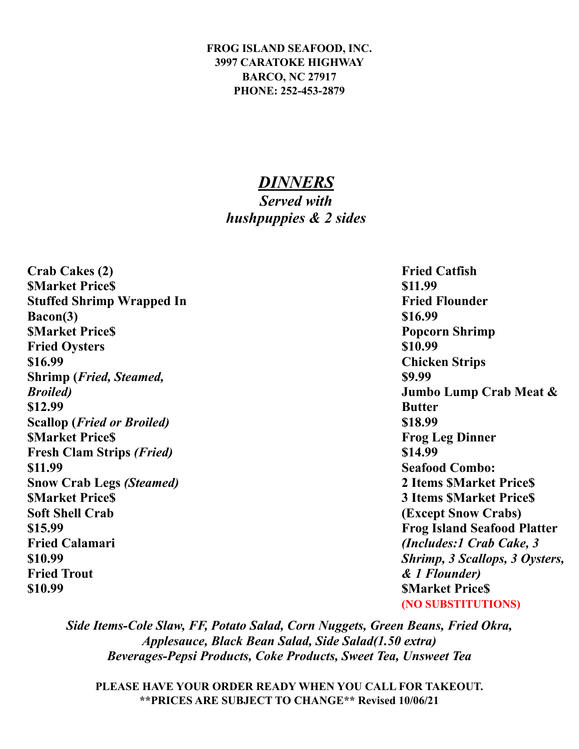**FROG ISLAND SEAFOOD, INC.**
**3997 CARATOKE HIGHWAY**
**BARCO, NC 27917**
**PHONE: 252-453-2879**

# *DINNERS*

***Served with hushpuppies & 2 sides***

**Crab Cakes (2)**
**$Market Price$**

**Stuffed Shrimp Wrapped In Bacon(3)**
**$Market Price$**

**Fried Oysters**
**$16.99**

**Shrimp (*Fried, Steamed, Broiled)***
**$12.99**

**Scallop (*Fried or Broiled)***
**$Market Price$**

**Fresh Clam Strips *(Fried)***
**$11.99**

**Snow Crab Legs *(Steamed)***
**$Market Price$**

**Soft Shell Crab**
**$15.99**

**Fried Calamari**
**$10.99**

**Fried Trout**
**$10.99**

**Fried Catfish**
**$11.99**

**Fried Flounder**
**$16.99**

**Popcorn Shrimp**
**$10.99**

**Chicken Strips**
**$9.99**

**Jumbo Lump Crab Meat & Butter**
**$18.99**

**Frog Leg Dinner**
**$14.99**

**Seafood Combo:**
**2 Items $Market Price$**
**3 Items $Market Price$**
**(Except Snow Crabs)**

**Frog Island Seafood Platter**
***(Includes:1 Crab Cake, 3 Shrimp, 3 Scallops, 3 Oysters, & 1 Flounder)***
**$Market Price$**
**(NO SUBSTITUTIONS)**

***Side Items-Cole Slaw, FF, Potato Salad, Corn Nuggets, Green Beans, Fried Okra, Applesauce, Black Bean Salad, Side Salad(1.50 extra)***
***Beverages-Pepsi Products, Coke Products, Sweet Tea, Unsweet Tea***

**PLEASE HAVE YOUR ORDER READY WHEN YOU CALL FOR TAKEOUT.**
**\*\*PRICES ARE SUBJECT TO CHANGE\*\* Revised 10/06/21**